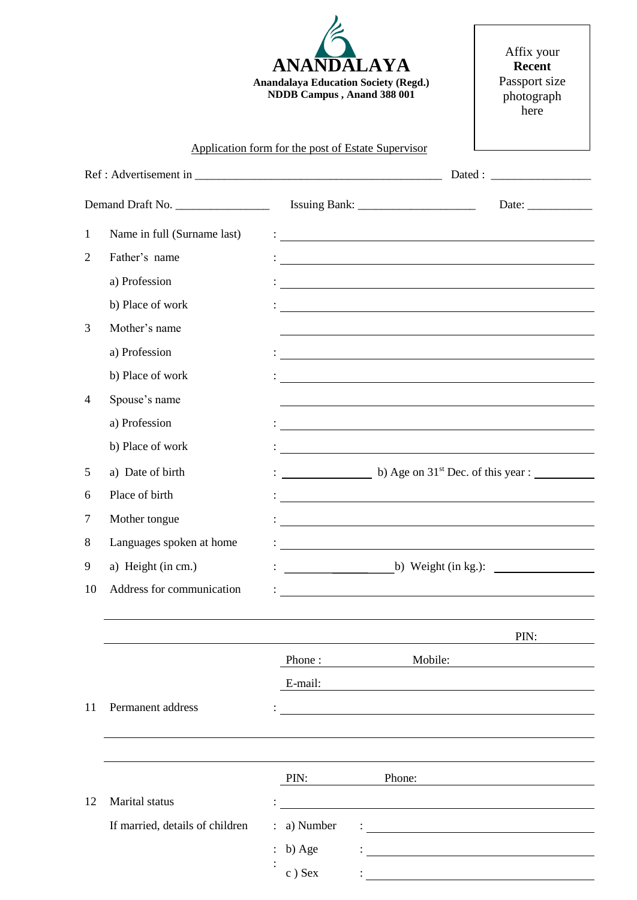# ANANDALAYA

**Anandalaya Education Society (Regd.)**
**NDDB Campus , Anand 388 001**

Affix your
**Recent**
Passport size
photograph
here

Application form for the post of Estate Supervisor

Ref : Advertisement in ________________________________________ Dated : ________________

Demand Draft No. _______________ Issuing Bank: ___________________ Date: __________

1. Name in full (Surname last) : ______________________________
2. Father's name : ______________________________
   a) Profession : ______________________________
   b) Place of work : ______________________________
3. Mother's name ______________________________
   a) Profession : ______________________________
   b) Place of work : ______________________________
4. Spouse's name ______________________________
   a) Profession : ______________________________
   b) Place of work : ______________________________
5. a) Date of birth : ______________ b) Age on 31st Dec. of this year : __________
6. Place of birth : ______________________________
7. Mother tongue : ______________________________
8. Languages spoken at home : ______________________________
9. a) Height (in cm.) : ________________ b) Weight (in kg.): ______________
10. Address for communication : ______________________________

    ______________________________

    ______________________________ PIN:

    Phone : ______________ Mobile: ______________

    E-mail: ______________________________
11. Permanent address : ______________________________

    ______________________________

    ______________________________

    PIN: ______________ Phone: ______________
12. Marital status : ______________________________

    If married, details of children : a) Number : ______________________________

    : b) Age : ______________________________

    : c ) Sex : ______________________________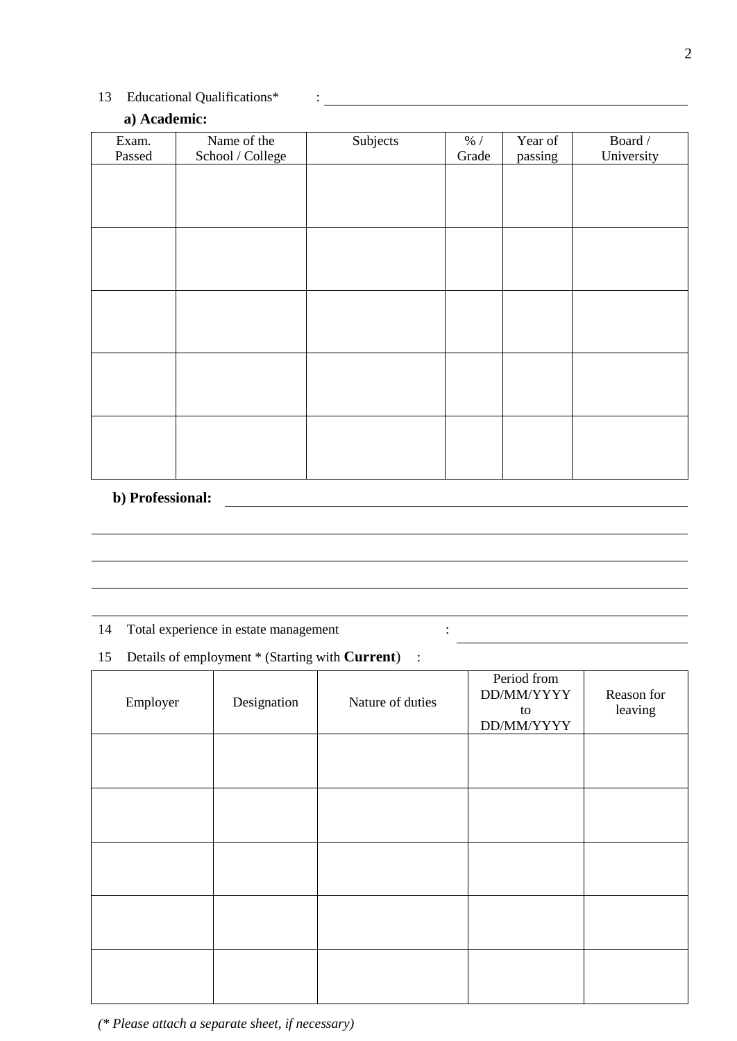13 Educational Qualifications* : ______________________________

**a) Academic:**

| Exam. Passed | Name of the School / College | Subjects | % / Grade | Year of passing | Board / University |
|---|---|---|---|---|---|
| | | | | | |
| | | | | | |
| | | | | | |
| | | | | | |
| | | | | | |

**b) Professional:** ______________________________

______________________________

______________________________

______________________________

______________________________

14 Total experience in estate management : ______________________________

15 Details of employment * (Starting with **Current**) :

| Employer | Designation | Nature of duties | Period from DD/MM/YYYY to DD/MM/YYYY | Reason for leaving |
|---|---|---|---|---|
| | | | | |
| | | | | |
| | | | | |
| | | | | |
| | | | | |

*(* Please attach a separate sheet, if necessary)*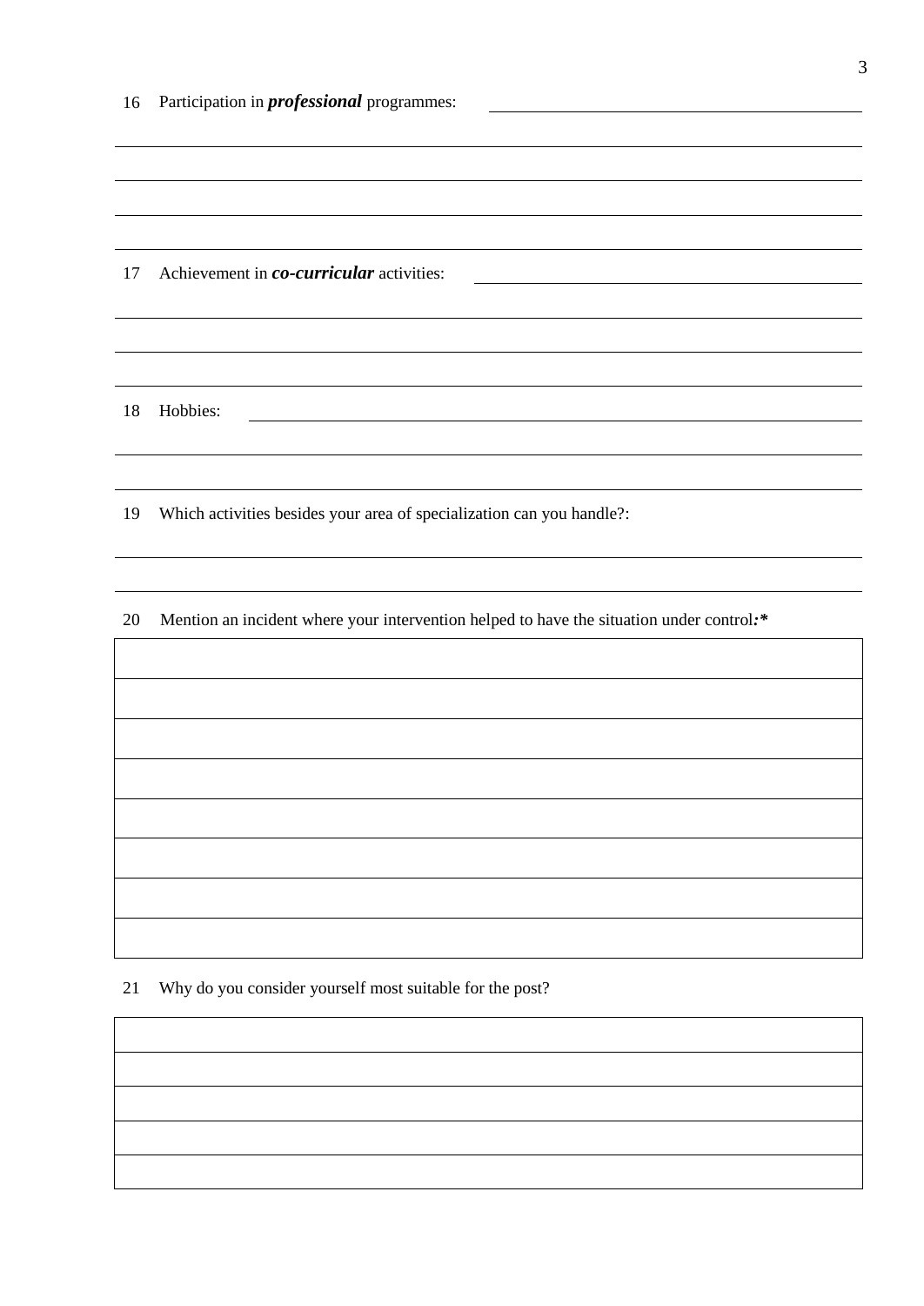16 Participation in ***professional*** programmes: \_\_\_\_\_\_\_\_\_\_\_\_\_\_\_\_\_\_\_\_\_\_\_\_\_\_\_\_\_\_\_\_

\_\_\_\_\_\_\_\_\_\_\_\_\_\_\_\_\_\_\_\_\_\_\_\_\_\_\_\_\_\_\_\_\_\_\_\_\_\_\_\_\_\_\_\_\_\_\_\_\_\_\_\_\_\_\_\_\_\_\_\_\_\_\_\_\_\_

\_\_\_\_\_\_\_\_\_\_\_\_\_\_\_\_\_\_\_\_\_\_\_\_\_\_\_\_\_\_\_\_\_\_\_\_\_\_\_\_\_\_\_\_\_\_\_\_\_\_\_\_\_\_\_\_\_\_\_\_\_\_\_\_\_\_

\_\_\_\_\_\_\_\_\_\_\_\_\_\_\_\_\_\_\_\_\_\_\_\_\_\_\_\_\_\_\_\_\_\_\_\_\_\_\_\_\_\_\_\_\_\_\_\_\_\_\_\_\_\_\_\_\_\_\_\_\_\_\_\_\_\_

\_\_\_\_\_\_\_\_\_\_\_\_\_\_\_\_\_\_\_\_\_\_\_\_\_\_\_\_\_\_\_\_\_\_\_\_\_\_\_\_\_\_\_\_\_\_\_\_\_\_\_\_\_\_\_\_\_\_\_\_\_\_\_\_\_\_

17 Achievement in ***co-curricular*** activities: \_\_\_\_\_\_\_\_\_\_\_\_\_\_\_\_\_\_\_\_\_\_\_\_\_\_\_\_\_\_\_\_

\_\_\_\_\_\_\_\_\_\_\_\_\_\_\_\_\_\_\_\_\_\_\_\_\_\_\_\_\_\_\_\_\_\_\_\_\_\_\_\_\_\_\_\_\_\_\_\_\_\_\_\_\_\_\_\_\_\_\_\_\_\_\_\_\_\_

\_\_\_\_\_\_\_\_\_\_\_\_\_\_\_\_\_\_\_\_\_\_\_\_\_\_\_\_\_\_\_\_\_\_\_\_\_\_\_\_\_\_\_\_\_\_\_\_\_\_\_\_\_\_\_\_\_\_\_\_\_\_\_\_\_\_

\_\_\_\_\_\_\_\_\_\_\_\_\_\_\_\_\_\_\_\_\_\_\_\_\_\_\_\_\_\_\_\_\_\_\_\_\_\_\_\_\_\_\_\_\_\_\_\_\_\_\_\_\_\_\_\_\_\_\_\_\_\_\_\_\_\_

18 Hobbies: \_\_\_\_\_\_\_\_\_\_\_\_\_\_\_\_\_\_\_\_\_\_\_\_\_\_\_\_\_\_\_\_\_\_\_\_\_\_\_\_\_\_\_\_\_\_\_\_\_\_\_\_\_\_

\_\_\_\_\_\_\_\_\_\_\_\_\_\_\_\_\_\_\_\_\_\_\_\_\_\_\_\_\_\_\_\_\_\_\_\_\_\_\_\_\_\_\_\_\_\_\_\_\_\_\_\_\_\_\_\_\_\_\_\_\_\_\_\_\_\_

\_\_\_\_\_\_\_\_\_\_\_\_\_\_\_\_\_\_\_\_\_\_\_\_\_\_\_\_\_\_\_\_\_\_\_\_\_\_\_\_\_\_\_\_\_\_\_\_\_\_\_\_\_\_\_\_\_\_\_\_\_\_\_\_\_\_

19 Which activities besides your area of specialization can you handle?:

\_\_\_\_\_\_\_\_\_\_\_\_\_\_\_\_\_\_\_\_\_\_\_\_\_\_\_\_\_\_\_\_\_\_\_\_\_\_\_\_\_\_\_\_\_\_\_\_\_\_\_\_\_\_\_\_\_\_\_\_\_\_\_\_\_\_

\_\_\_\_\_\_\_\_\_\_\_\_\_\_\_\_\_\_\_\_\_\_\_\_\_\_\_\_\_\_\_\_\_\_\_\_\_\_\_\_\_\_\_\_\_\_\_\_\_\_\_\_\_\_\_\_\_\_\_\_\_\_\_\_\_\_

20 Mention an incident where your intervention helped to have the situation under control**:***

| |
|---|
| |
| |
| |
| |
| |
| |
| |

21 Why do you consider yourself most suitable for the post?

| |
|---|
| |
| |
| |
| |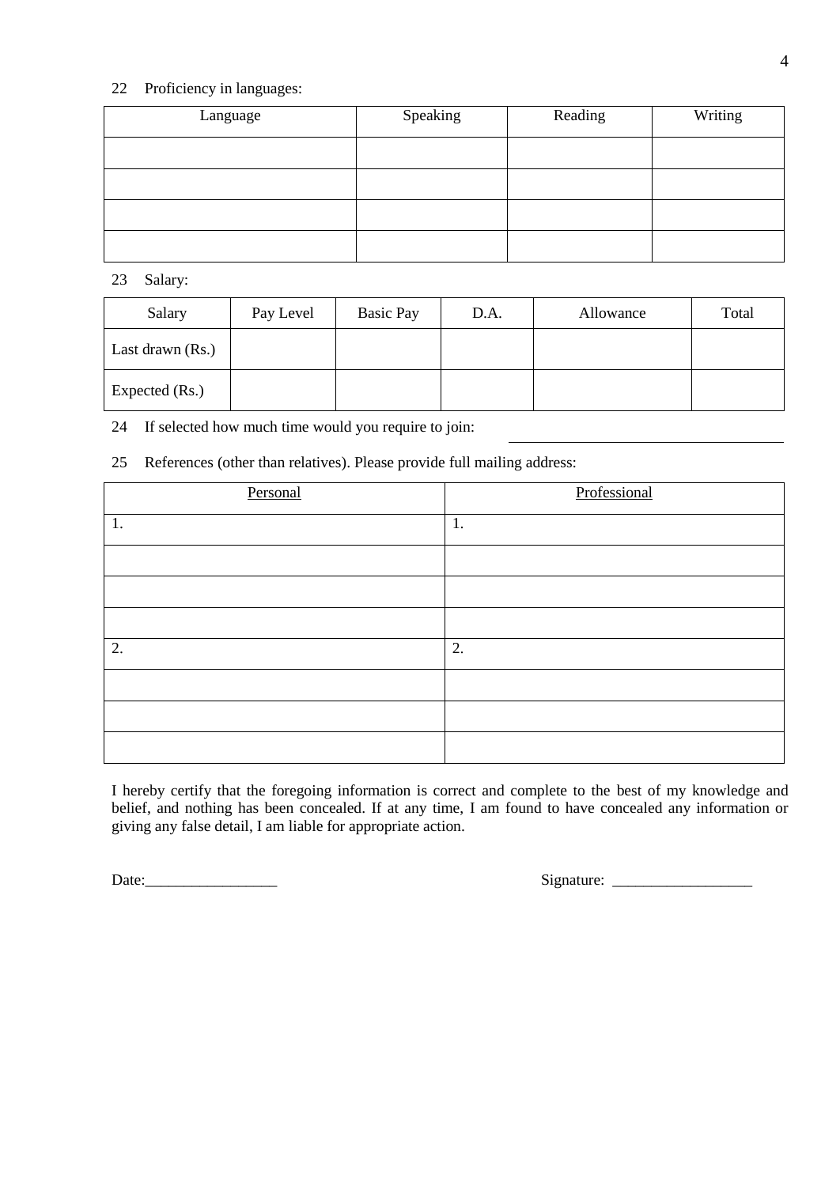22 Proficiency in languages:

| Language | Speaking | Reading | Writing |
|---|---|---|---|
| | | | |
| | | | |
| | | | |
| | | | |

23 Salary:

| Salary | Pay Level | Basic Pay | D.A. | Allowance | Total |
|---|---|---|---|---|---|
| Last drawn (Rs.) | | | | | |
| Expected (Rs.) | | | | | |

24 If selected how much time would you require to join: ____________________

25 References (other than relatives). Please provide full mailing address:

| Personal | Professional |
|---|---|
| 1. | 1. |
| | |
| | |
| | |
| 2. | 2. |
| | |
| | |
| | |

I hereby certify that the foregoing information is correct and complete to the best of my knowledge and belief, and nothing has been concealed. If at any time, I am found to have concealed any information or giving any false detail, I am liable for appropriate action.

Date:_________________ Signature: __________________